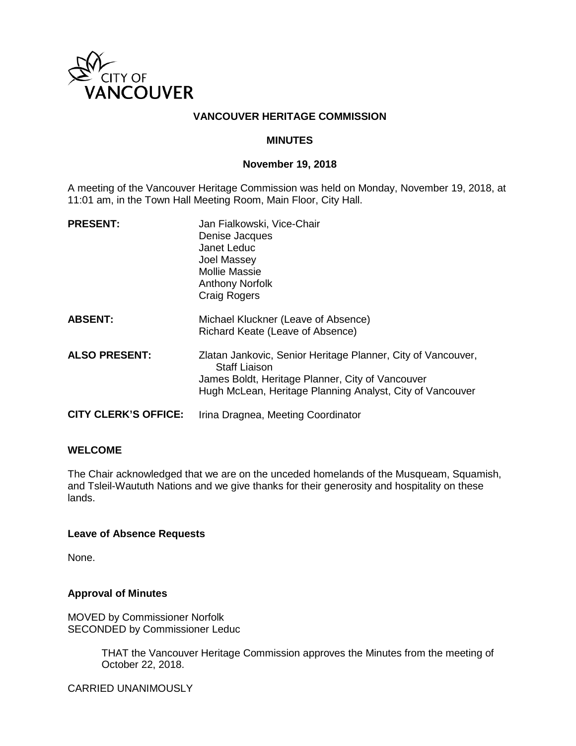CITY OF VANCOUVER

# VANCOUVER HERITAGE COMMISSION

## MINUTES

### November 19, 2018

A meeting of the Vancouver Heritage Commission was held on Monday, November 19, 2018, at 11:01 am, in the Town Hall Meeting Room, Main Floor, City Hall.

**PRESENT:** Jan Fialkowski, Vice-Chair
Denise Jacques
Janet Leduc
Joel Massey
Mollie Massie
Anthony Norfolk
Craig Rogers

**ABSENT:** Michael Kluckner (Leave of Absence)
Richard Keate (Leave of Absence)

**ALSO PRESENT:** Zlatan Jankovic, Senior Heritage Planner, City of Vancouver, Staff Liaison
James Boldt, Heritage Planner, City of Vancouver
Hugh McLean, Heritage Planning Analyst, City of Vancouver

**CITY CLERK'S OFFICE:** Irina Dragnea, Meeting Coordinator

## WELCOME

The Chair acknowledged that we are on the unceded homelands of the Musqueam, Squamish, and Tsleil-Waututh Nations and we give thanks for their generosity and hospitality on these lands.

### Leave of Absence Requests

None.

### Approval of Minutes

MOVED by Commissioner Norfolk
SECONDED by Commissioner Leduc

> THAT the Vancouver Heritage Commission approves the Minutes from the meeting of October 22, 2018.

CARRIED UNANIMOUSLY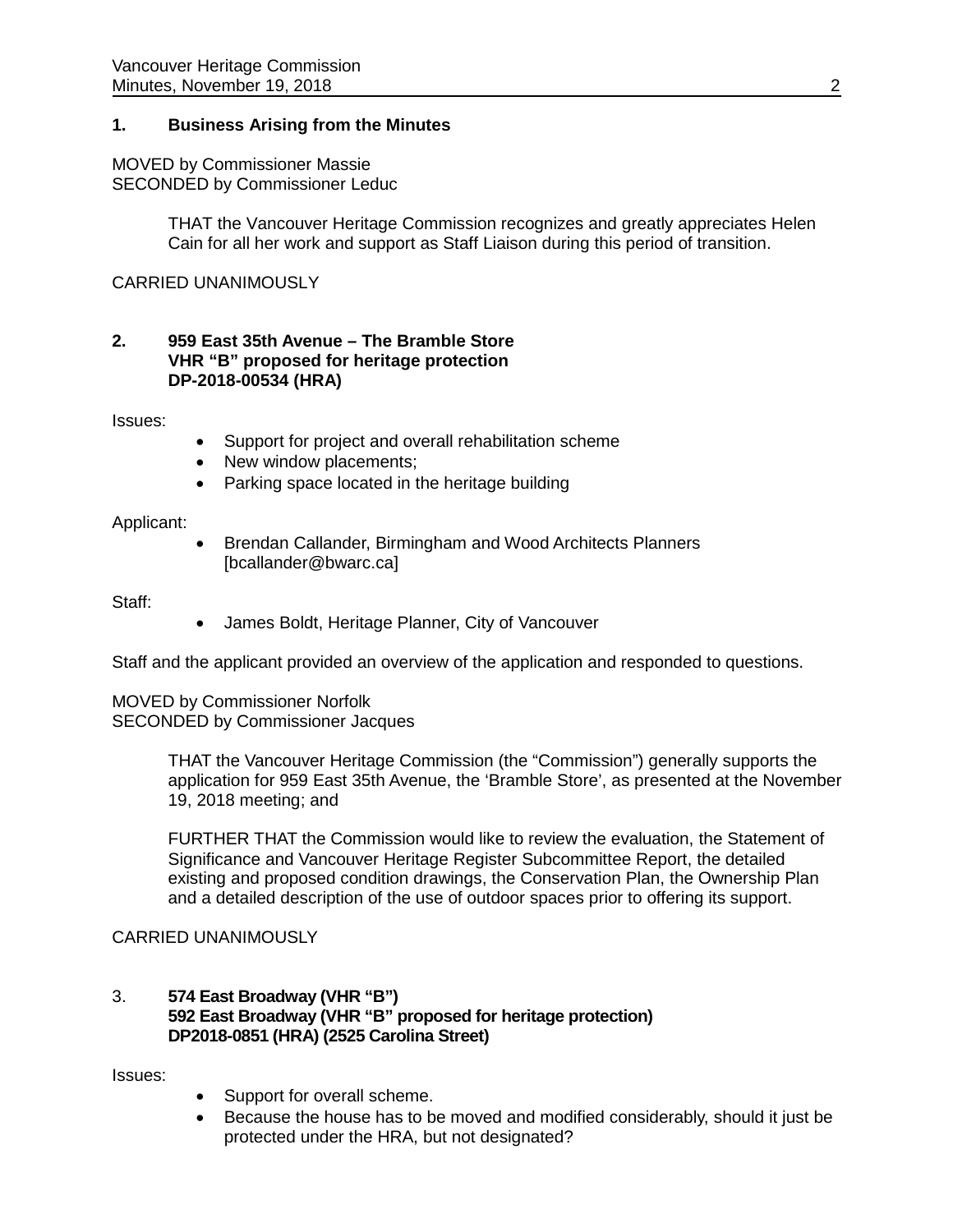## 1. Business Arising from the Minutes

MOVED by Commissioner Massie
SECONDED by Commissioner Leduc

> THAT the Vancouver Heritage Commission recognizes and greatly appreciates Helen Cain for all her work and support as Staff Liaison during this period of transition.

CARRIED UNANIMOUSLY

## 2. 959 East 35th Avenue – The Bramble Store
**VHR "B" proposed for heritage protection**
**DP-2018-00534 (HRA)**

Issues:

- Support for project and overall rehabilitation scheme
- New window placements;
- Parking space located in the heritage building

Applicant:

- Brendan Callander, Birmingham and Wood Architects Planners [bcallander@bwarc.ca]

Staff:

- James Boldt, Heritage Planner, City of Vancouver

Staff and the applicant provided an overview of the application and responded to questions.

MOVED by Commissioner Norfolk
SECONDED by Commissioner Jacques

> THAT the Vancouver Heritage Commission (the "Commission") generally supports the application for 959 East 35th Avenue, the 'Bramble Store', as presented at the November 19, 2018 meeting; and
>
> FURTHER THAT the Commission would like to review the evaluation, the Statement of Significance and Vancouver Heritage Register Subcommittee Report, the detailed existing and proposed condition drawings, the Conservation Plan, the Ownership Plan and a detailed description of the use of outdoor spaces prior to offering its support.

CARRIED UNANIMOUSLY

## 3. 574 East Broadway (VHR "B")
**592 East Broadway (VHR "B" proposed for heritage protection)**
**DP2018-0851 (HRA) (2525 Carolina Street)**

Issues:

- Support for overall scheme.
- Because the house has to be moved and modified considerably, should it just be protected under the HRA, but not designated?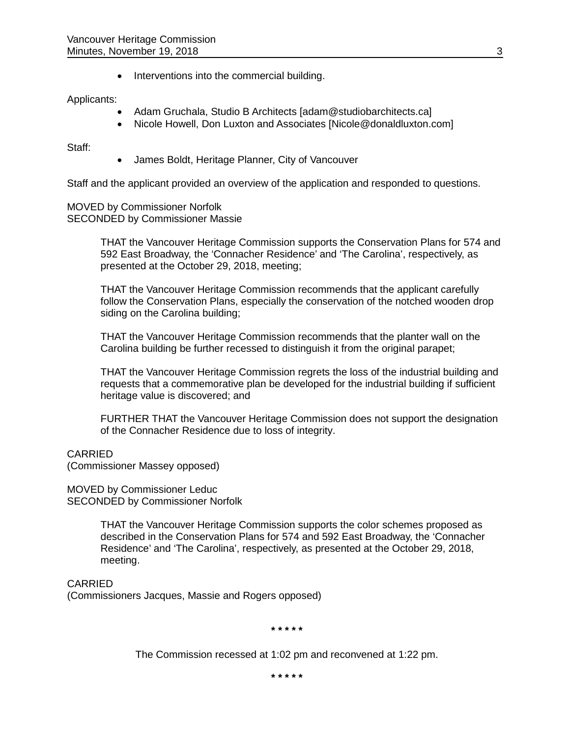- Interventions into the commercial building.

Applicants:

- Adam Gruchala, Studio B Architects [adam@studiobarchitects.ca]
- Nicole Howell, Don Luxton and Associates [Nicole@donaldluxton.com]

Staff:

- James Boldt, Heritage Planner, City of Vancouver

Staff and the applicant provided an overview of the application and responded to questions.

MOVED by Commissioner Norfolk
SECONDED by Commissioner Massie

> THAT the Vancouver Heritage Commission supports the Conservation Plans for 574 and 592 East Broadway, the 'Connacher Residence' and 'The Carolina', respectively, as presented at the October 29, 2018, meeting;
>
> THAT the Vancouver Heritage Commission recommends that the applicant carefully follow the Conservation Plans, especially the conservation of the notched wooden drop siding on the Carolina building;
>
> THAT the Vancouver Heritage Commission recommends that the planter wall on the Carolina building be further recessed to distinguish it from the original parapet;
>
> THAT the Vancouver Heritage Commission regrets the loss of the industrial building and requests that a commemorative plan be developed for the industrial building if sufficient heritage value is discovered; and
>
> FURTHER THAT the Vancouver Heritage Commission does not support the designation of the Connacher Residence due to loss of integrity.

CARRIED
(Commissioner Massey opposed)

MOVED by Commissioner Leduc
SECONDED by Commissioner Norfolk

> THAT the Vancouver Heritage Commission supports the color schemes proposed as described in the Conservation Plans for 574 and 592 East Broadway, the 'Connacher Residence' and 'The Carolina', respectively, as presented at the October 29, 2018, meeting.

CARRIED
(Commissioners Jacques, Massie and Rogers opposed)

\* \* \* \* \*

The Commission recessed at 1:02 pm and reconvened at 1:22 pm.

\* \* \* \* \*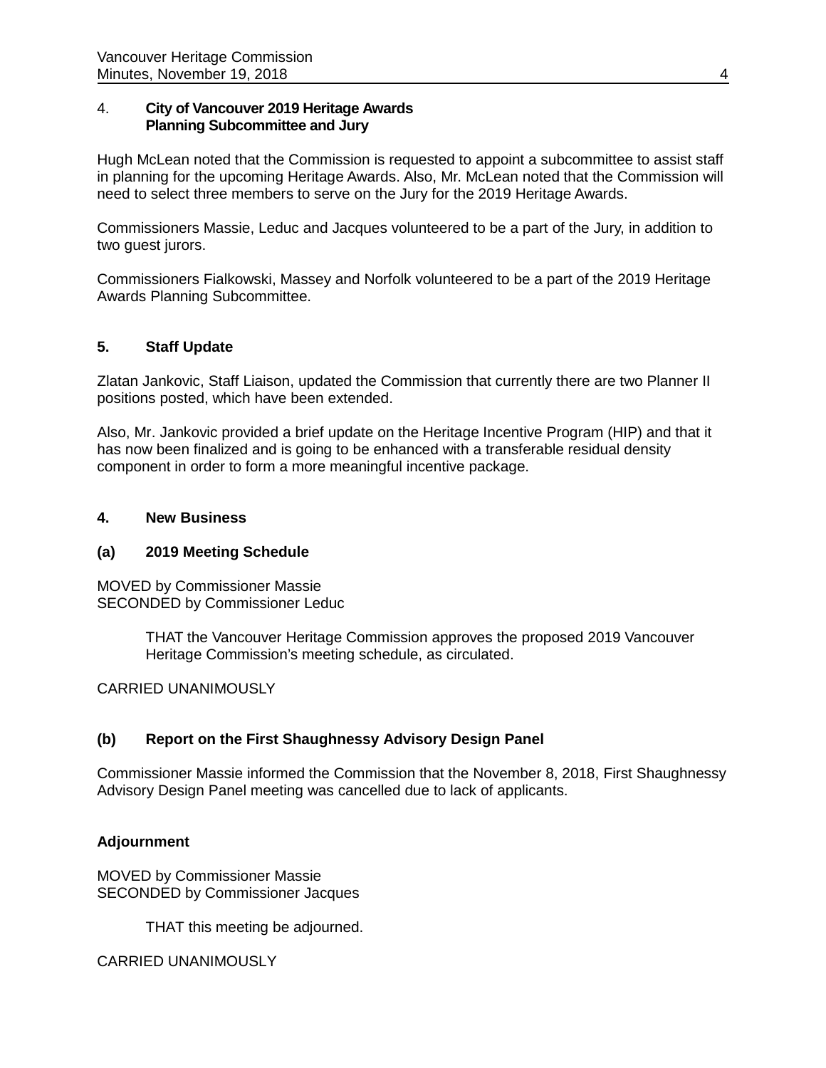## 4. City of Vancouver 2019 Heritage Awards Planning Subcommittee and Jury

Hugh McLean noted that the Commission is requested to appoint a subcommittee to assist staff in planning for the upcoming Heritage Awards. Also, Mr. McLean noted that the Commission will need to select three members to serve on the Jury for the 2019 Heritage Awards.

Commissioners Massie, Leduc and Jacques volunteered to be a part of the Jury, in addition to two guest jurors.

Commissioners Fialkowski, Massey and Norfolk volunteered to be a part of the 2019 Heritage Awards Planning Subcommittee.

## 5. Staff Update

Zlatan Jankovic, Staff Liaison, updated the Commission that currently there are two Planner II positions posted, which have been extended.

Also, Mr. Jankovic provided a brief update on the Heritage Incentive Program (HIP) and that it has now been finalized and is going to be enhanced with a transferable residual density component in order to form a more meaningful incentive package.

## 4. New Business

### (a) 2019 Meeting Schedule

MOVED by Commissioner Massie
SECONDED by Commissioner Leduc

> THAT the Vancouver Heritage Commission approves the proposed 2019 Vancouver Heritage Commission's meeting schedule, as circulated.

CARRIED UNANIMOUSLY

### (b) Report on the First Shaughnessy Advisory Design Panel

Commissioner Massie informed the Commission that the November 8, 2018, First Shaughnessy Advisory Design Panel meeting was cancelled due to lack of applicants.

## Adjournment

MOVED by Commissioner Massie
SECONDED by Commissioner Jacques

> THAT this meeting be adjourned.

CARRIED UNANIMOUSLY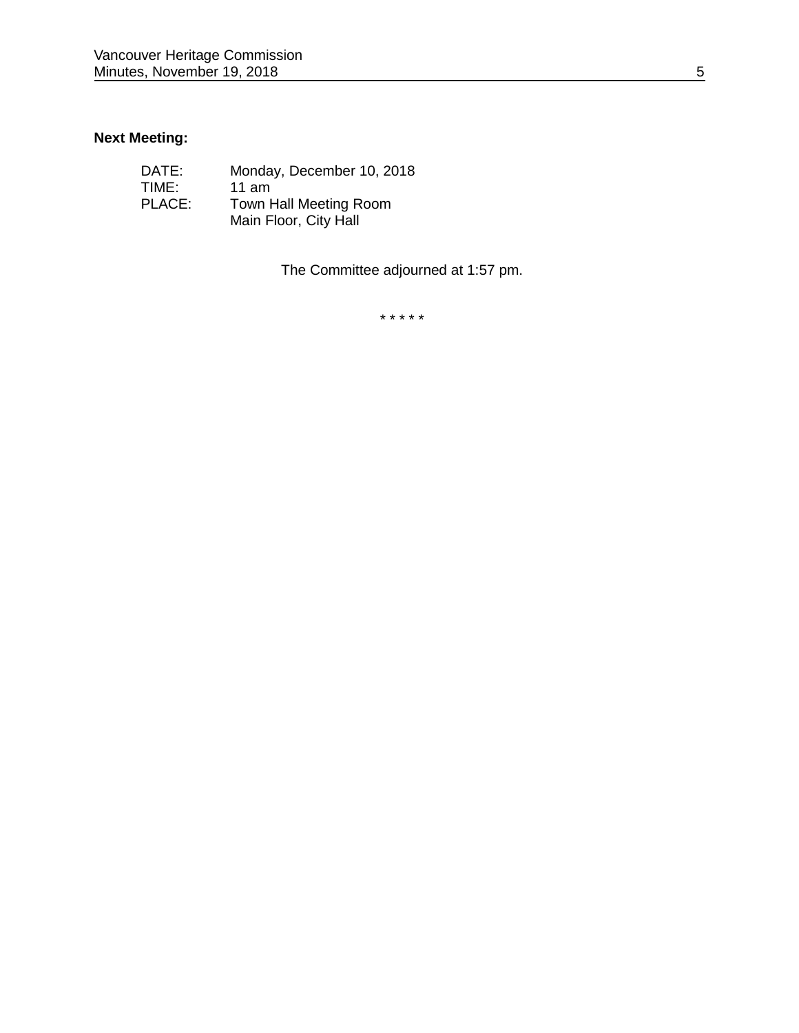**Next Meeting:**

DATE: Monday, December 10, 2018
TIME: 11 am
PLACE: Town Hall Meeting Room
Main Floor, City Hall

The Committee adjourned at 1:57 pm.

* * * * *